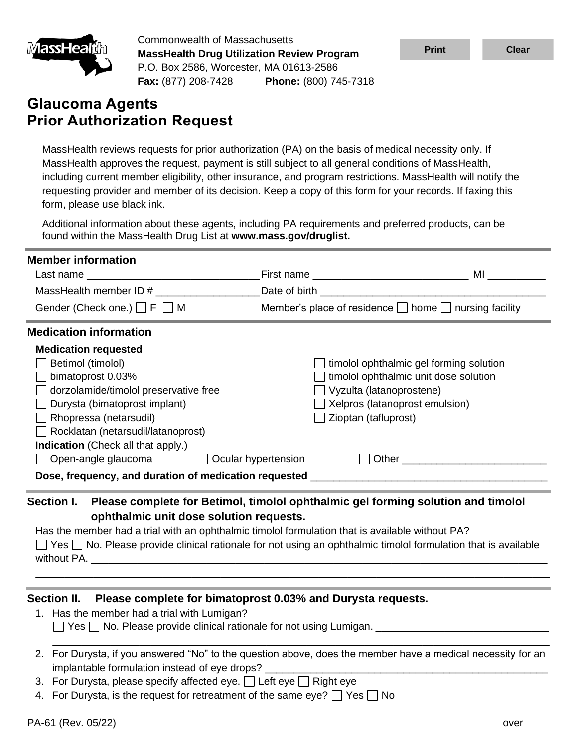Commonwealth of Massachusetts
**MassHealth Drug Utilization Review Program**
P.O. Box 2586, Worcester, MA 01613-2586
**Fax:** (877) 208-7428 **Phone:** (800) 745-7318

# Glaucoma Agents Prior Authorization Request

MassHealth reviews requests for prior authorization (PA) on the basis of medical necessity only. If MassHealth approves the request, payment is still subject to all general conditions of MassHealth, including current member eligibility, other insurance, and program restrictions. MassHealth will notify the requesting provider and member of its decision. Keep a copy of this form for your records. If faxing this form, please use black ink.

Additional information about these agents, including PA requirements and preferred products, can be found within the MassHealth Drug List at **www.mass.gov/druglist.**

## Member information

Last name ______________________________ First name ___________________________ MI __________

MassHealth member ID # __________________ Date of birth ______________________________________

Gender (Check one.) ☐ F ☐ M Member's place of residence ☐ home ☐ nursing facility

## Medication information

**Medication requested**

- ☐ Betimol (timolol)
- ☐ bimatoprost 0.03%
- ☐ dorzolamide/timolol preservative free
- ☐ Durysta (bimatoprost implant)
- ☐ Rhopressa (netarsudil)
- ☐ Rocklatan (netarsudil/latanoprost)
- ☐ timolol ophthalmic gel forming solution
- ☐ timolol ophthalmic unit dose solution
- ☐ Vyzulta (latanoprostene)
- ☐ Xelpros (latanoprost emulsion)
- ☐ Zioptan (tafluprost)

**Indication** (Check all that apply.)

☐ Open-angle glaucoma ☐ Ocular hypertension ☐ Other _________________________

**Dose, frequency, and duration of medication requested** _________________________________________

## Section I. Please complete for Betimol, timolol ophthalmic gel forming solution and timolol ophthalmic unit dose solution requests.

Has the member had a trial with an ophthalmic timolol formulation that is available without PA?

☐ Yes ☐ No. Please provide clinical rationale for not using an ophthalmic timolol formulation that is available without PA. ___________________________________________________________________________________

_____________________________________________________________________________________________

## Section II. Please complete for bimatoprost 0.03% and Durysta requests.

1. Has the member had a trial with Lumigan?
   ☐ Yes ☐ No. Please provide clinical rationale for not using Lumigan. ______________________________
   _____________________________________________________________________________________________
2. For Durysta, if you answered "No" to the question above, does the member have a medical necessity for an implantable formulation instead of eye drops? _________________________________________________
3. For Durysta, please specify affected eye. ☐ Left eye ☐ Right eye
4. For Durysta, is the request for retreatment of the same eye? ☐ Yes ☐ No

PA-61 (Rev. 05/22)

over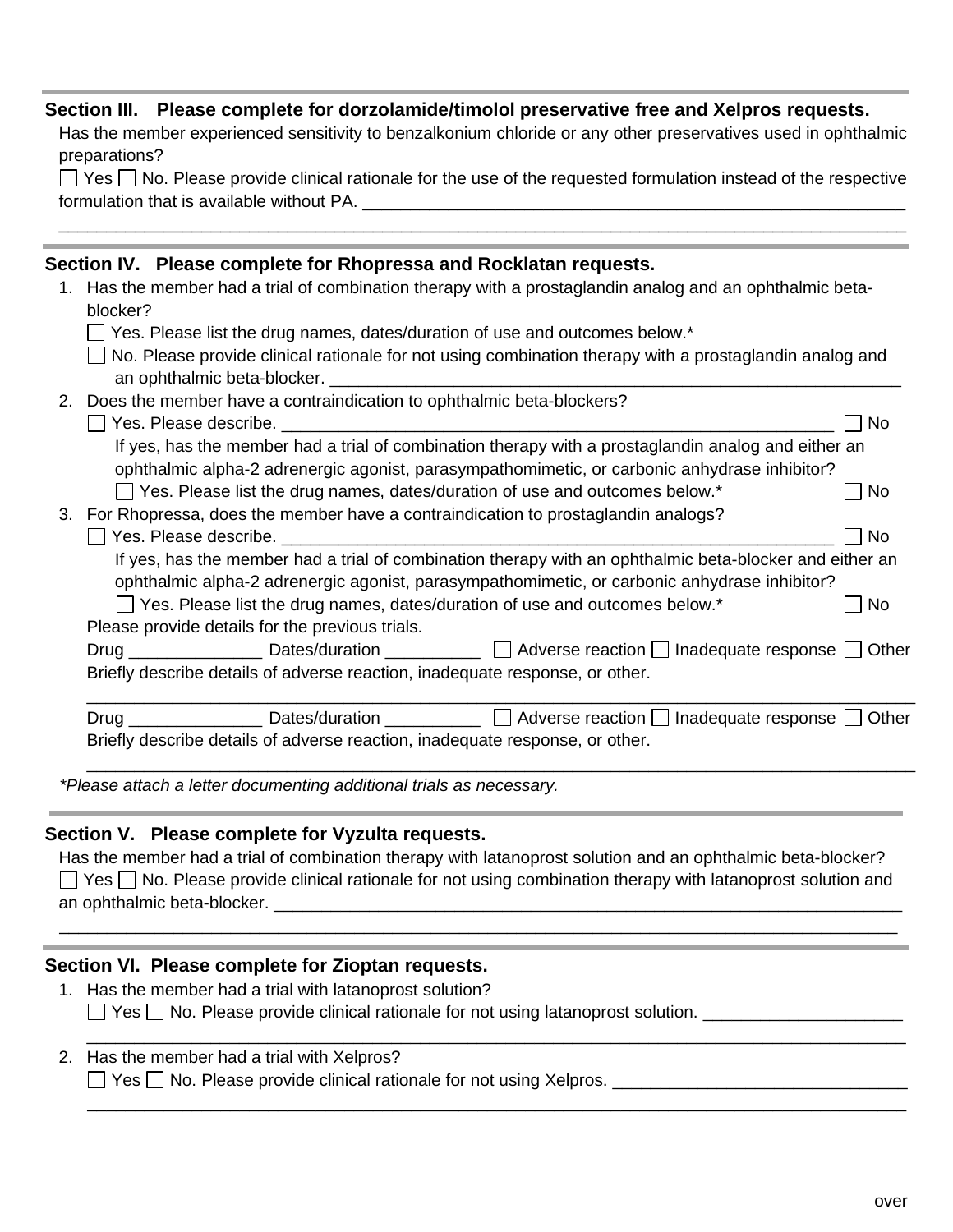## Section III. Please complete for dorzolamide/timolol preservative free and Xelpros requests.

Has the member experienced sensitivity to benzalkonium chloride or any other preservatives used in ophthalmic preparations?

☐ Yes ☐ No. Please provide clinical rationale for the use of the requested formulation instead of the respective formulation that is available without PA. ____________________________________________________________

______________________________________________________________________________________

## Section IV. Please complete for Rhopressa and Rocklatan requests.

1. Has the member had a trial of combination therapy with a prostaglandin analog and an ophthalmic beta-blocker?
   ☐ Yes. Please list the drug names, dates/duration of use and outcomes below.*
   ☐ No. Please provide clinical rationale for not using combination therapy with a prostaglandin analog and an ophthalmic beta-blocker. ______________________________________________________________
2. Does the member have a contraindication to ophthalmic beta-blockers?
   ☐ Yes. Please describe. ____________________________________________________________ ☐ No
   If yes, has the member had a trial of combination therapy with a prostaglandin analog and either an ophthalmic alpha-2 adrenergic agonist, parasympathomimetic, or carbonic anhydrase inhibitor?
   ☐ Yes. Please list the drug names, dates/duration of use and outcomes below.* ☐ No
3. For Rhopressa, does the member have a contraindication to prostaglandin analogs?
   ☐ Yes. Please describe. ____________________________________________________________ ☐ No
   If yes, has the member had a trial of combination therapy with an ophthalmic beta-blocker and either an ophthalmic alpha-2 adrenergic agonist, parasympathomimetic, or carbonic anhydrase inhibitor?
   ☐ Yes. Please list the drug names, dates/duration of use and outcomes below.* ☐ No

   Please provide details for the previous trials.

   Drug ______________ Dates/duration __________ ☐ Adverse reaction ☐ Inadequate response ☐ Other
   Briefly describe details of adverse reaction, inadequate response, or other.
   ______________________________________________________________________________________

   Drug ______________ Dates/duration __________ ☐ Adverse reaction ☐ Inadequate response ☐ Other
   Briefly describe details of adverse reaction, inadequate response, or other.
   ______________________________________________________________________________________

*\*Please attach a letter documenting additional trials as necessary.*

## Section V. Please complete for Vyzulta requests.

Has the member had a trial of combination therapy with latanoprost solution and an ophthalmic beta-blocker?

☐ Yes ☐ No. Please provide clinical rationale for not using combination therapy with latanoprost solution and an ophthalmic beta-blocker. _______________________________________________________________________

______________________________________________________________________________________

## Section VI. Please complete for Zioptan requests.

1. Has the member had a trial with latanoprost solution?
   ☐ Yes ☐ No. Please provide clinical rationale for not using latanoprost solution. ____________________
   ______________________________________________________________________________________
2. Has the member had a trial with Xelpros?
   ☐ Yes ☐ No. Please provide clinical rationale for not using Xelpros. ______________________________
   ______________________________________________________________________________________

over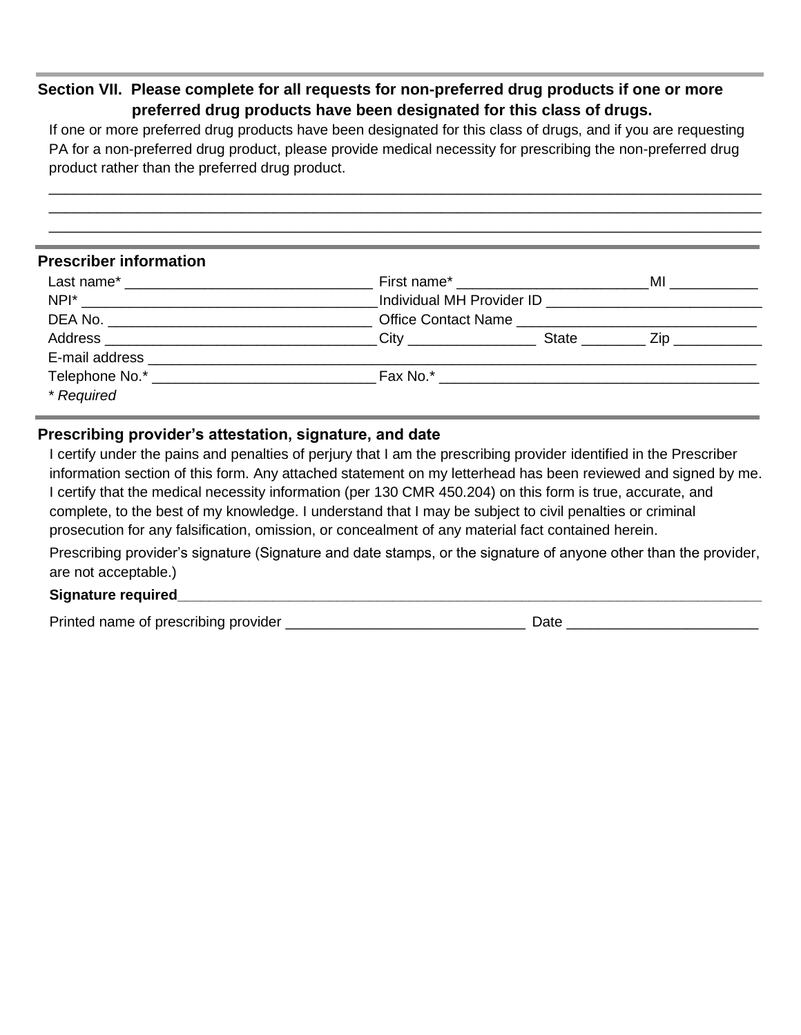## Section VII. Please complete for all requests for non-preferred drug products if one or more preferred drug products have been designated for this class of drugs.

If one or more preferred drug products have been designated for this class of drugs, and if you are requesting PA for a non-preferred drug product, please provide medical necessity for prescribing the non-preferred drug product rather than the preferred drug product.

______________________________________________________________________________________

______________________________________________________________________________________

______________________________________________________________________________________

## Prescriber information

Last name* ______________________________ First name* _______________________ MI __________

NPI* ___________________________________ Individual MH Provider ID __________________________

DEA No. ________________________________ Office Contact Name _____________________________

Address _________________________________ City _______________ State ________ Zip __________

E-mail address ___________________________________________________________________________

Telephone No.* ___________________________ Fax No.* _______________________________________

*Required*

## Prescribing provider's attestation, signature, and date

I certify under the pains and penalties of perjury that I am the prescribing provider identified in the Prescriber information section of this form. Any attached statement on my letterhead has been reviewed and signed by me. I certify that the medical necessity information (per 130 CMR 450.204) on this form is true, accurate, and complete, to the best of my knowledge. I understand that I may be subject to civil penalties or criminal prosecution for any falsification, omission, or concealment of any material fact contained herein.

Prescribing provider's signature (Signature and date stamps, or the signature of anyone other than the provider, are not acceptable.)

**Signature required**______________________________________________________________________

Printed name of prescribing provider _____________________________ Date _______________________